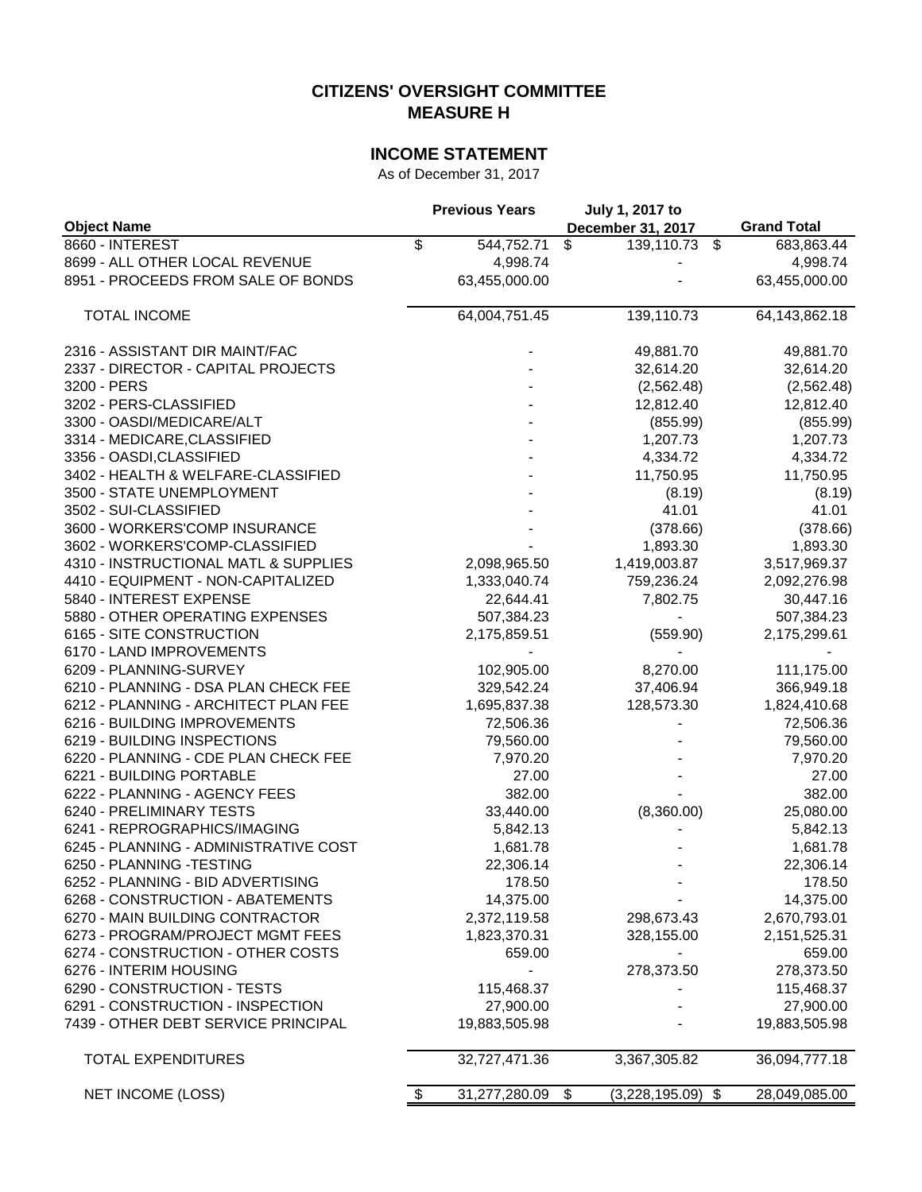# CITIZENS' OVERSIGHT COMMITTEE
# MEASURE H

## INCOME STATEMENT

As of December 31, 2017

| Object Name | Previous Years | July 1, 2017 to December 31, 2017 | Grand Total |
|---|---|---|---|
| 8660 - INTEREST | $ 544,752.71 | $ 139,110.73 | $ 683,863.44 |
| 8699 - ALL OTHER LOCAL REVENUE | 4,998.74 | - | 4,998.74 |
| 8951 - PROCEEDS FROM SALE OF BONDS | 63,455,000.00 | - | 63,455,000.00 |
| TOTAL INCOME | 64,004,751.45 | 139,110.73 | 64,143,862.18 |
| 2316 - ASSISTANT DIR MAINT/FAC | - | 49,881.70 | 49,881.70 |
| 2337 - DIRECTOR - CAPITAL PROJECTS | - | 32,614.20 | 32,614.20 |
| 3200 - PERS | - | (2,562.48) | (2,562.48) |
| 3202 - PERS-CLASSIFIED | - | 12,812.40 | 12,812.40 |
| 3300 - OASDI/MEDICARE/ALT | - | (855.99) | (855.99) |
| 3314 - MEDICARE,CLASSIFIED | - | 1,207.73 | 1,207.73 |
| 3356 - OASDI,CLASSIFIED | - | 4,334.72 | 4,334.72 |
| 3402 - HEALTH & WELFARE-CLASSIFIED | - | 11,750.95 | 11,750.95 |
| 3500 - STATE UNEMPLOYMENT | - | (8.19) | (8.19) |
| 3502 - SUI-CLASSIFIED | - | 41.01 | 41.01 |
| 3600 - WORKERS'COMP INSURANCE | - | (378.66) | (378.66) |
| 3602 - WORKERS'COMP-CLASSIFIED | - | 1,893.30 | 1,893.30 |
| 4310 - INSTRUCTIONAL MATL & SUPPLIES | 2,098,965.50 | 1,419,003.87 | 3,517,969.37 |
| 4410 - EQUIPMENT - NON-CAPITALIZED | 1,333,040.74 | 759,236.24 | 2,092,276.98 |
| 5840 - INTEREST EXPENSE | 22,644.41 | 7,802.75 | 30,447.16 |
| 5880 - OTHER OPERATING EXPENSES | 507,384.23 | - | 507,384.23 |
| 6165 - SITE CONSTRUCTION | 2,175,859.51 | (559.90) | 2,175,299.61 |
| 6170 - LAND IMPROVEMENTS | - | - | - |
| 6209 - PLANNING-SURVEY | 102,905.00 | 8,270.00 | 111,175.00 |
| 6210 - PLANNING - DSA PLAN CHECK FEE | 329,542.24 | 37,406.94 | 366,949.18 |
| 6212 - PLANNING - ARCHITECT PLAN FEE | 1,695,837.38 | 128,573.30 | 1,824,410.68 |
| 6216 - BUILDING IMPROVEMENTS | 72,506.36 | - | 72,506.36 |
| 6219 - BUILDING INSPECTIONS | 79,560.00 | - | 79,560.00 |
| 6220 - PLANNING - CDE PLAN CHECK FEE | 7,970.20 | - | 7,970.20 |
| 6221 - BUILDING PORTABLE | 27.00 | - | 27.00 |
| 6222 - PLANNING - AGENCY FEES | 382.00 | - | 382.00 |
| 6240 - PRELIMINARY TESTS | 33,440.00 | (8,360.00) | 25,080.00 |
| 6241 - REPROGRAPHICS/IMAGING | 5,842.13 | - | 5,842.13 |
| 6245 - PLANNING - ADMINISTRATIVE COST | 1,681.78 | - | 1,681.78 |
| 6250 - PLANNING -TESTING | 22,306.14 | - | 22,306.14 |
| 6252 - PLANNING - BID ADVERTISING | 178.50 | - | 178.50 |
| 6268 - CONSTRUCTION - ABATEMENTS | 14,375.00 | - | 14,375.00 |
| 6270 - MAIN BUILDING CONTRACTOR | 2,372,119.58 | 298,673.43 | 2,670,793.01 |
| 6273 - PROGRAM/PROJECT MGMT FEES | 1,823,370.31 | 328,155.00 | 2,151,525.31 |
| 6274 - CONSTRUCTION - OTHER COSTS | 659.00 | - | 659.00 |
| 6276 - INTERIM HOUSING | - | 278,373.50 | 278,373.50 |
| 6290 - CONSTRUCTION - TESTS | 115,468.37 | - | 115,468.37 |
| 6291 - CONSTRUCTION - INSPECTION | 27,900.00 | - | 27,900.00 |
| 7439 - OTHER DEBT SERVICE PRINCIPAL | 19,883,505.98 | - | 19,883,505.98 |
| TOTAL EXPENDITURES | 32,727,471.36 | 3,367,305.82 | 36,094,777.18 |
| NET INCOME (LOSS) | $ 31,277,280.09 | $ (3,228,195.09) | $ 28,049,085.00 |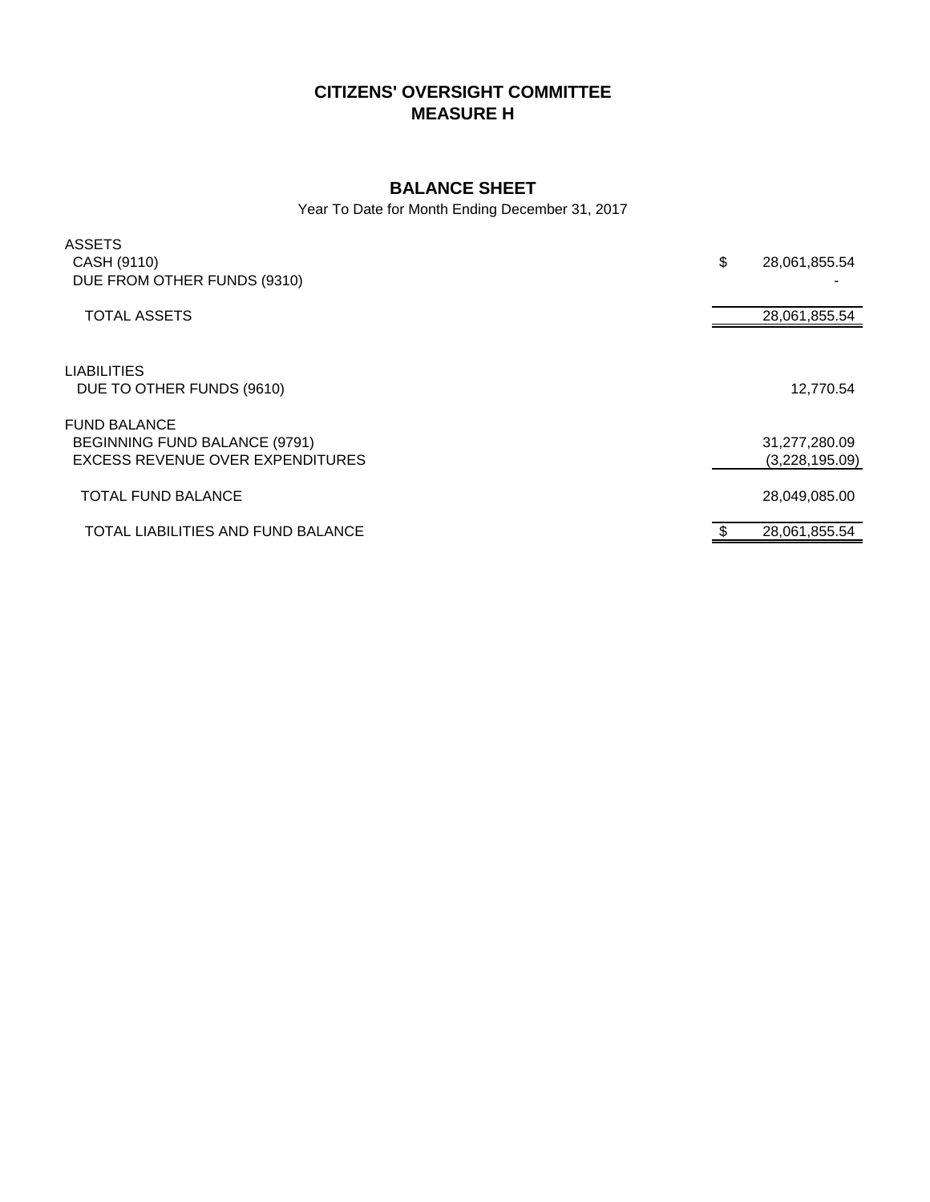# CITIZENS' OVERSIGHT COMMITTEE
# MEASURE H

## BALANCE SHEET

Year To Date for Month Ending December 31, 2017

| | |
|---|---|
| **ASSETS** | |
| CASH (9110) | $ 28,061,855.54 |
| DUE FROM OTHER FUNDS (9310) | - |
| TOTAL ASSETS | 28,061,855.54 |
| **LIABILITIES** | |
| DUE TO OTHER FUNDS (9610) | 12,770.54 |
| **FUND BALANCE** | |
| BEGINNING FUND BALANCE (9791) | 31,277,280.09 |
| EXCESS REVENUE OVER EXPENDITURES | (3,228,195.09) |
| TOTAL FUND BALANCE | 28,049,085.00 |
| TOTAL LIABILITIES AND FUND BALANCE | $ 28,061,855.54 |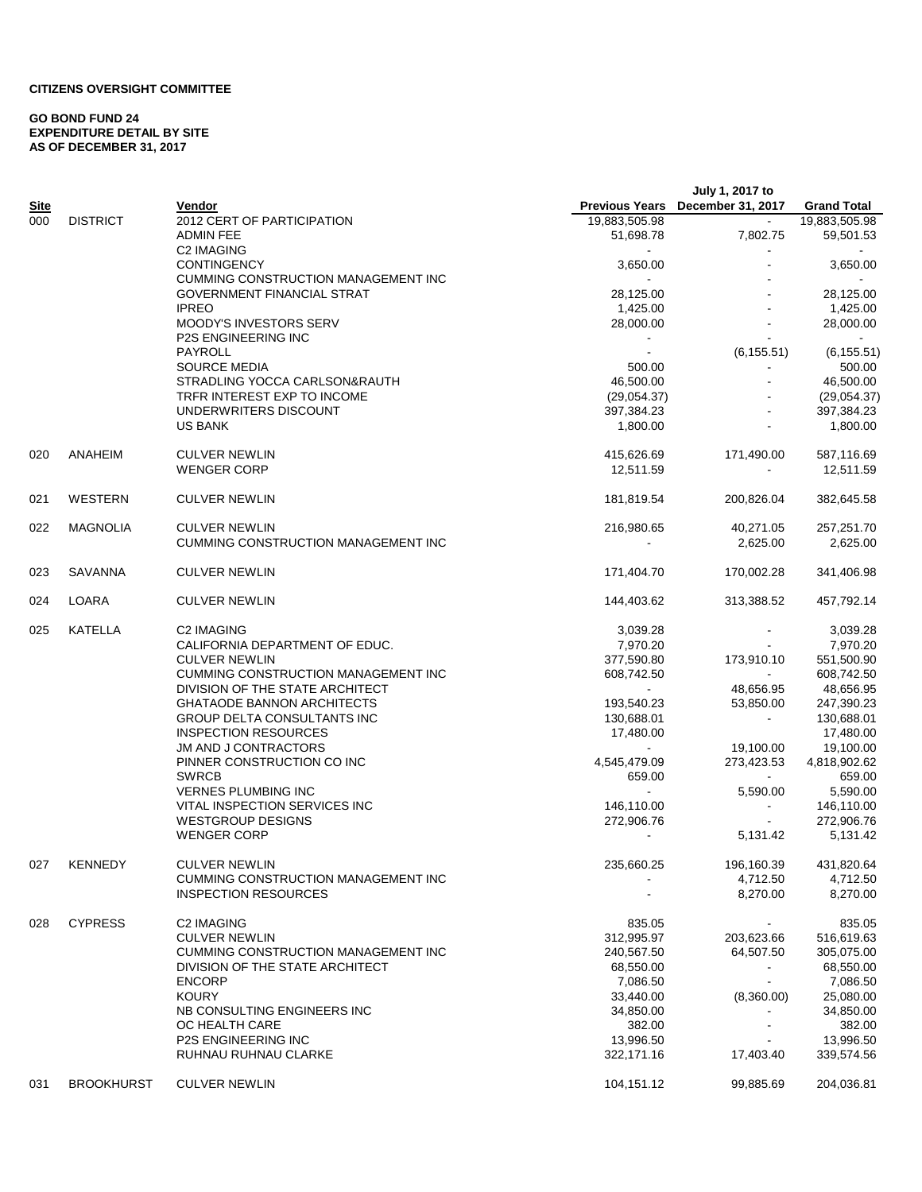**CITIZENS OVERSIGHT COMMITTEE**

**GO BOND FUND 24**
**EXPENDITURE DETAIL BY SITE**
**AS OF DECEMBER 31, 2017**

| Site | | Vendor | Previous Years | July 1, 2017 to December 31, 2017 | Grand Total |
|---|---|---|---|---|---|
| 000 | DISTRICT | 2012 CERT OF PARTICIPATION | 19,883,505.98 | - | 19,883,505.98 |
| | | ADMIN FEE | 51,698.78 | 7,802.75 | 59,501.53 |
| | | C2 IMAGING | - | - | - |
| | | CONTINGENCY | 3,650.00 | - | 3,650.00 |
| | | CUMMING CONSTRUCTION MANAGEMENT INC | - | - | - |
| | | GOVERNMENT FINANCIAL STRAT | 28,125.00 | - | 28,125.00 |
| | | IPREO | 1,425.00 | - | 1,425.00 |
| | | MOODY'S INVESTORS SERV | 28,000.00 | - | 28,000.00 |
| | | P2S ENGINEERING INC | - | - | - |
| | | PAYROLL | - | (6,155.51) | (6,155.51) |
| | | SOURCE MEDIA | 500.00 | - | 500.00 |
| | | STRADLING YOCCA CARLSON&RAUTH | 46,500.00 | - | 46,500.00 |
| | | TRFR INTEREST EXP TO INCOME | (29,054.37) | - | (29,054.37) |
| | | UNDERWRITERS DISCOUNT | 397,384.23 | - | 397,384.23 |
| | | US BANK | 1,800.00 | - | 1,800.00 |
| 020 | ANAHEIM | CULVER NEWLIN | 415,626.69 | 171,490.00 | 587,116.69 |
| | | WENGER CORP | 12,511.59 | - | 12,511.59 |
| 021 | WESTERN | CULVER NEWLIN | 181,819.54 | 200,826.04 | 382,645.58 |
| 022 | MAGNOLIA | CULVER NEWLIN | 216,980.65 | 40,271.05 | 257,251.70 |
| | | CUMMING CONSTRUCTION MANAGEMENT INC | - | 2,625.00 | 2,625.00 |
| 023 | SAVANNA | CULVER NEWLIN | 171,404.70 | 170,002.28 | 341,406.98 |
| 024 | LOARA | CULVER NEWLIN | 144,403.62 | 313,388.52 | 457,792.14 |
| 025 | KATELLA | C2 IMAGING | 3,039.28 | - | 3,039.28 |
| | | CALIFORNIA DEPARTMENT OF EDUC. | 7,970.20 | - | 7,970.20 |
| | | CULVER NEWLIN | 377,590.80 | 173,910.10 | 551,500.90 |
| | | CUMMING CONSTRUCTION MANAGEMENT INC | 608,742.50 | - | 608,742.50 |
| | | DIVISION OF THE STATE ARCHITECT | - | 48,656.95 | 48,656.95 |
| | | GHATAODE BANNON ARCHITECTS | 193,540.23 | 53,850.00 | 247,390.23 |
| | | GROUP DELTA CONSULTANTS INC | 130,688.01 | - | 130,688.01 |
| | | INSPECTION RESOURCES | 17,480.00 | | 17,480.00 |
| | | JM AND J CONTRACTORS | - | 19,100.00 | 19,100.00 |
| | | PINNER CONSTRUCTION CO INC | 4,545,479.09 | 273,423.53 | 4,818,902.62 |
| | | SWRCB | 659.00 | - | 659.00 |
| | | VERNES PLUMBING INC | - | 5,590.00 | 5,590.00 |
| | | VITAL INSPECTION SERVICES INC | 146,110.00 | - | 146,110.00 |
| | | WESTGROUP DESIGNS | 272,906.76 | - | 272,906.76 |
| | | WENGER CORP | - | 5,131.42 | 5,131.42 |
| 027 | KENNEDY | CULVER NEWLIN | 235,660.25 | 196,160.39 | 431,820.64 |
| | | CUMMING CONSTRUCTION MANAGEMENT INC | - | 4,712.50 | 4,712.50 |
| | | INSPECTION RESOURCES | - | 8,270.00 | 8,270.00 |
| 028 | CYPRESS | C2 IMAGING | 835.05 | - | 835.05 |
| | | CULVER NEWLIN | 312,995.97 | 203,623.66 | 516,619.63 |
| | | CUMMING CONSTRUCTION MANAGEMENT INC | 240,567.50 | 64,507.50 | 305,075.00 |
| | | DIVISION OF THE STATE ARCHITECT | 68,550.00 | - | 68,550.00 |
| | | ENCORP | 7,086.50 | - | 7,086.50 |
| | | KOURY | 33,440.00 | (8,360.00) | 25,080.00 |
| | | NB CONSULTING ENGINEERS INC | 34,850.00 | - | 34,850.00 |
| | | OC HEALTH CARE | 382.00 | - | 382.00 |
| | | P2S ENGINEERING INC | 13,996.50 | - | 13,996.50 |
| | | RUHNAU RUHNAU CLARKE | 322,171.16 | 17,403.40 | 339,574.56 |
| 031 | BROOKHURST | CULVER NEWLIN | 104,151.12 | 99,885.69 | 204,036.81 |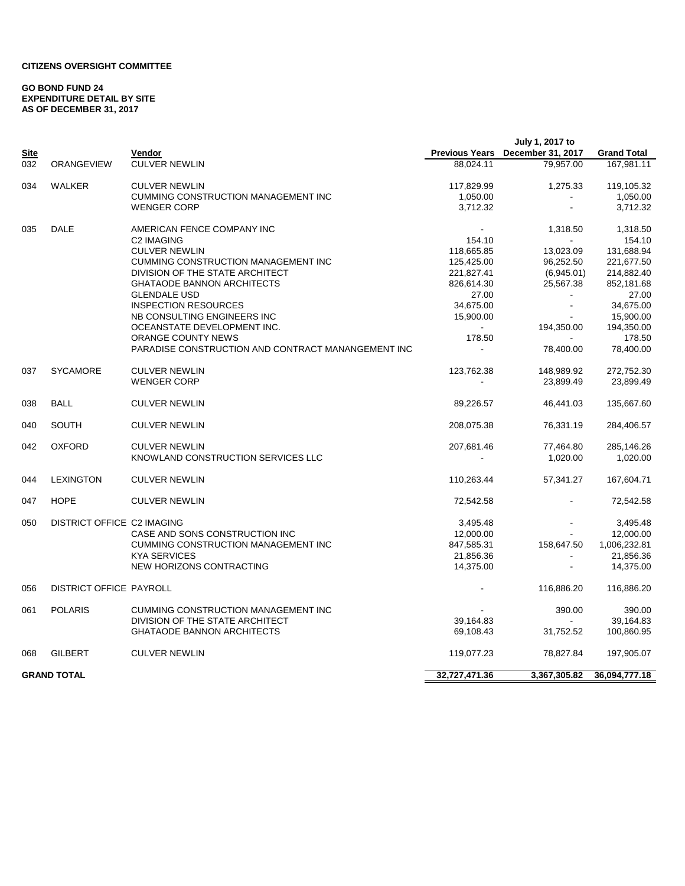**CITIZENS OVERSIGHT COMMITTEE**

**GO BOND FUND 24**
**EXPENDITURE DETAIL BY SITE**
**AS OF DECEMBER 31, 2017**

| Site | | Vendor | Previous Years | July 1, 2017 to December 31, 2017 | Grand Total |
|---|---|---|---|---|---|
| 032 | ORANGEVIEW | CULVER NEWLIN | 88,024.11 | 79,957.00 | 167,981.11 |
| 034 | WALKER | CULVER NEWLIN | 117,829.99 | 1,275.33 | 119,105.32 |
| | | CUMMING CONSTRUCTION MANAGEMENT INC | 1,050.00 | - | 1,050.00 |
| | | WENGER CORP | 3,712.32 | - | 3,712.32 |
| 035 | DALE | AMERICAN FENCE COMPANY INC | - | 1,318.50 | 1,318.50 |
| | | C2 IMAGING | 154.10 | - | 154.10 |
| | | CULVER NEWLIN | 118,665.85 | 13,023.09 | 131,688.94 |
| | | CUMMING CONSTRUCTION MANAGEMENT INC | 125,425.00 | 96,252.50 | 221,677.50 |
| | | DIVISION OF THE STATE ARCHITECT | 221,827.41 | (6,945.01) | 214,882.40 |
| | | GHATAODE BANNON ARCHITECTS | 826,614.30 | 25,567.38 | 852,181.68 |
| | | GLENDALE USD | 27.00 | - | 27.00 |
| | | INSPECTION RESOURCES | 34,675.00 | - | 34,675.00 |
| | | NB CONSULTING ENGINEERS INC | 15,900.00 | - | 15,900.00 |
| | | OCEANSTATE DEVELOPMENT INC. | - | 194,350.00 | 194,350.00 |
| | | ORANGE COUNTY NEWS | 178.50 | - | 178.50 |
| | | PARADISE CONSTRUCTION AND CONTRACT MANANGEMENT INC | - | 78,400.00 | 78,400.00 |
| 037 | SYCAMORE | CULVER NEWLIN | 123,762.38 | 148,989.92 | 272,752.30 |
| | | WENGER CORP | - | 23,899.49 | 23,899.49 |
| 038 | BALL | CULVER NEWLIN | 89,226.57 | 46,441.03 | 135,667.60 |
| 040 | SOUTH | CULVER NEWLIN | 208,075.38 | 76,331.19 | 284,406.57 |
| 042 | OXFORD | CULVER NEWLIN | 207,681.46 | 77,464.80 | 285,146.26 |
| | | KNOWLAND CONSTRUCTION SERVICES LLC | - | 1,020.00 | 1,020.00 |
| 044 | LEXINGTON | CULVER NEWLIN | 110,263.44 | 57,341.27 | 167,604.71 |
| 047 | HOPE | CULVER NEWLIN | 72,542.58 | - | 72,542.58 |
| 050 | DISTRICT OFFICE | C2 IMAGING | 3,495.48 | - | 3,495.48 |
| | | CASE AND SONS CONSTRUCTION INC | 12,000.00 | - | 12,000.00 |
| | | CUMMING CONSTRUCTION MANAGEMENT INC | 847,585.31 | 158,647.50 | 1,006,232.81 |
| | | KYA SERVICES | 21,856.36 | - | 21,856.36 |
| | | NEW HORIZONS CONTRACTING | 14,375.00 | - | 14,375.00 |
| 056 | DISTRICT OFFICE | PAYROLL | - | 116,886.20 | 116,886.20 |
| 061 | POLARIS | CUMMING CONSTRUCTION MANAGEMENT INC | - | 390.00 | 390.00 |
| | | DIVISION OF THE STATE ARCHITECT | 39,164.83 | - | 39,164.83 |
| | | GHATAODE BANNON ARCHITECTS | 69,108.43 | 31,752.52 | 100,860.95 |
| 068 | GILBERT | CULVER NEWLIN | 119,077.23 | 78,827.84 | 197,905.07 |
| **GRAND TOTAL** | | | **32,727,471.36** | **3,367,305.82** | **36,094,777.18** |